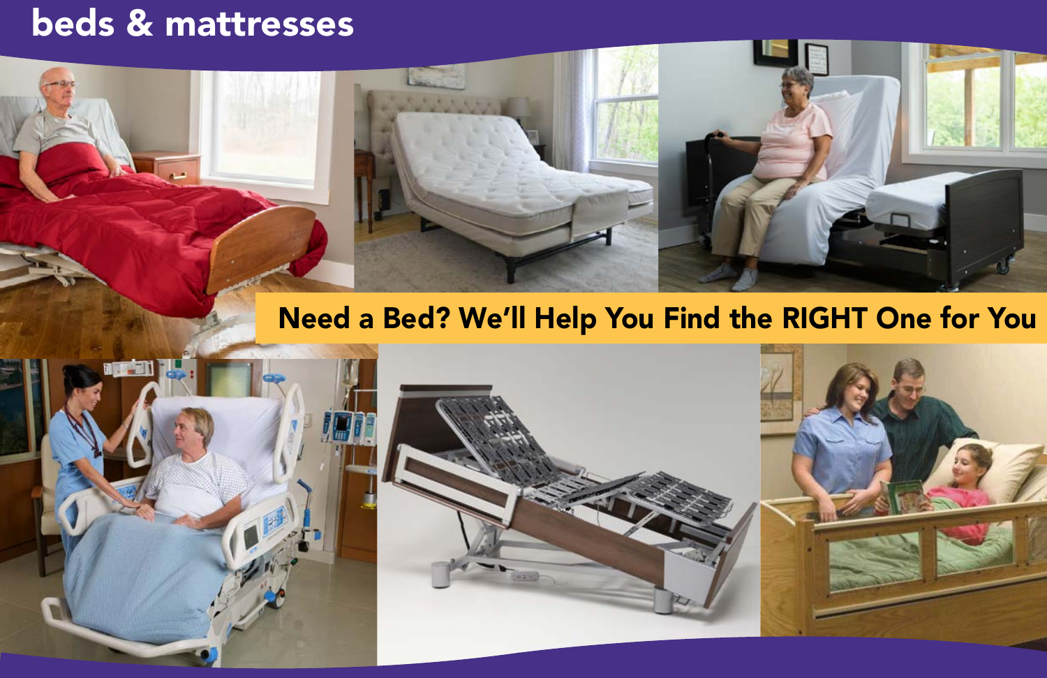# beds & mattresses

**Need a Bed? We'll Help You Find the RIGHT One for You**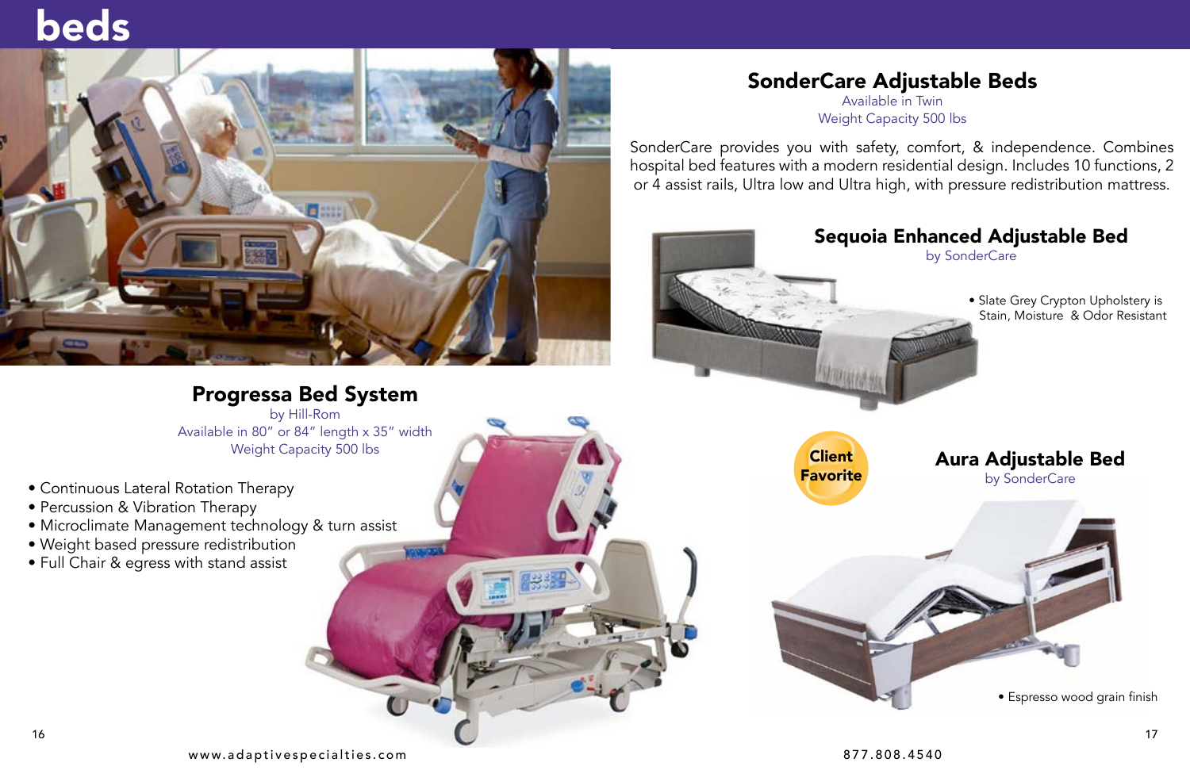# beds

## Progressa Bed System

by Hill-Rom
Available in 80" or 84" length x 35" width
Weight Capacity 500 lbs

- Continuous Lateral Rotation Therapy
- Percussion & Vibration Therapy
- Microclimate Management technology & turn assist
- Weight based pressure redistribution
- Full Chair & egress with stand assist

## SonderCare Adjustable Beds

Available in Twin
Weight Capacity 500 lbs

SonderCare provides you with safety, comfort, & independence. Combines hospital bed features with a modern residential design. Includes 10 functions, 2 or 4 assist rails, Ultra low and Ultra high, with pressure redistribution mattress.

### Sequoia Enhanced Adjustable Bed

by SonderCare

- Slate Grey Crypton Upholstery is Stain, Moisture & Odor Resistant

### Aura Adjustable Bed

by SonderCare

**Client Favorite**

- Espresso wood grain finish

www.adaptivespecialties.com

877.808.4540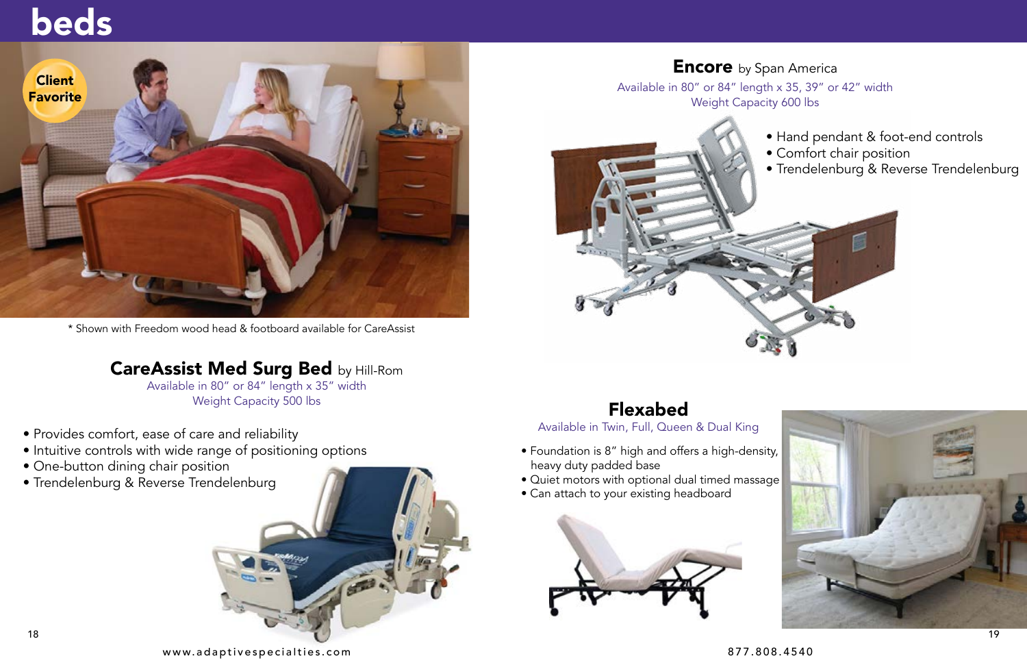# beds

Client Favorite

\* Shown with Freedom wood head & footboard available for CareAssist

## CareAssist Med Surg Bed by Hill-Rom

Available in 80" or 84" length x 35" width
Weight Capacity 500 lbs

- Provides comfort, ease of care and reliability
- Intuitive controls with wide range of positioning options
- One-button dining chair position
- Trendelenburg & Reverse Trendelenburg

## Encore by Span America

Available in 80" or 84" length x 35, 39" or 42" width
Weight Capacity 600 lbs

- Hand pendant & foot-end controls
- Comfort chair position
- Trendelenburg & Reverse Trendelenburg

## Flexabed

Available in Twin, Full, Queen & Dual King

- Foundation is 8" high and offers a high-density, heavy duty padded base
- Quiet motors with optional dual timed massage
- Can attach to your existing headboard

www.adaptivespecialties.com

877.808.4540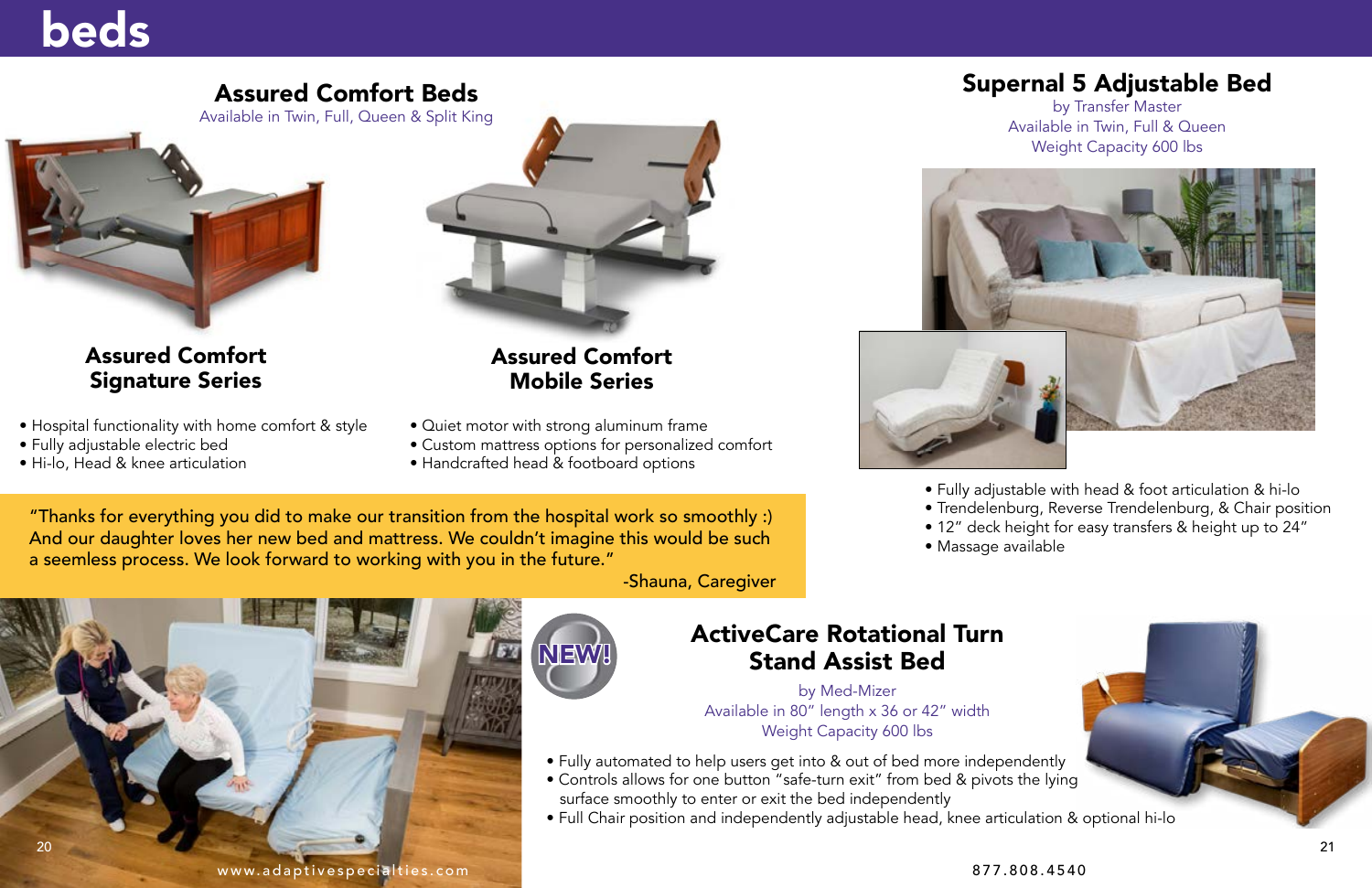# beds

## Assured Comfort Beds

Available in Twin, Full, Queen & Split King

### Assured Comfort Signature Series

- Hospital functionality with home comfort & style
- Fully adjustable electric bed
- Hi-lo, Head & knee articulation

### Assured Comfort Mobile Series

- Quiet motor with strong aluminum frame
- Custom mattress options for personalized comfort
- Handcrafted head & footboard options

"Thanks for everything you did to make our transition from the hospital work so smoothly :) And our daughter loves her new bed and mattress. We couldn't imagine this would be such a seemless process. We look forward to working with you in the future."

-Shauna, Caregiver

## Supernal 5 Adjustable Bed

by Transfer Master
Available in Twin, Full & Queen
Weight Capacity 600 lbs

- Fully adjustable with head & foot articulation & hi-lo
- Trendelenburg, Reverse Trendelenburg, & Chair position
- 12" deck height for easy transfers & height up to 24"
- Massage available

NEW!

## ActiveCare Rotational Turn Stand Assist Bed

by Med-Mizer
Available in 80" length x 36 or 42" width
Weight Capacity 600 lbs

- Fully automated to help users get into & out of bed more independently
- Controls allows for one button "safe-turn exit" from bed & pivots the lying surface smoothly to enter or exit the bed independently
- Full Chair position and independently adjustable head, knee articulation & optional hi-lo

www.adaptivespecialties.com

877.808.4540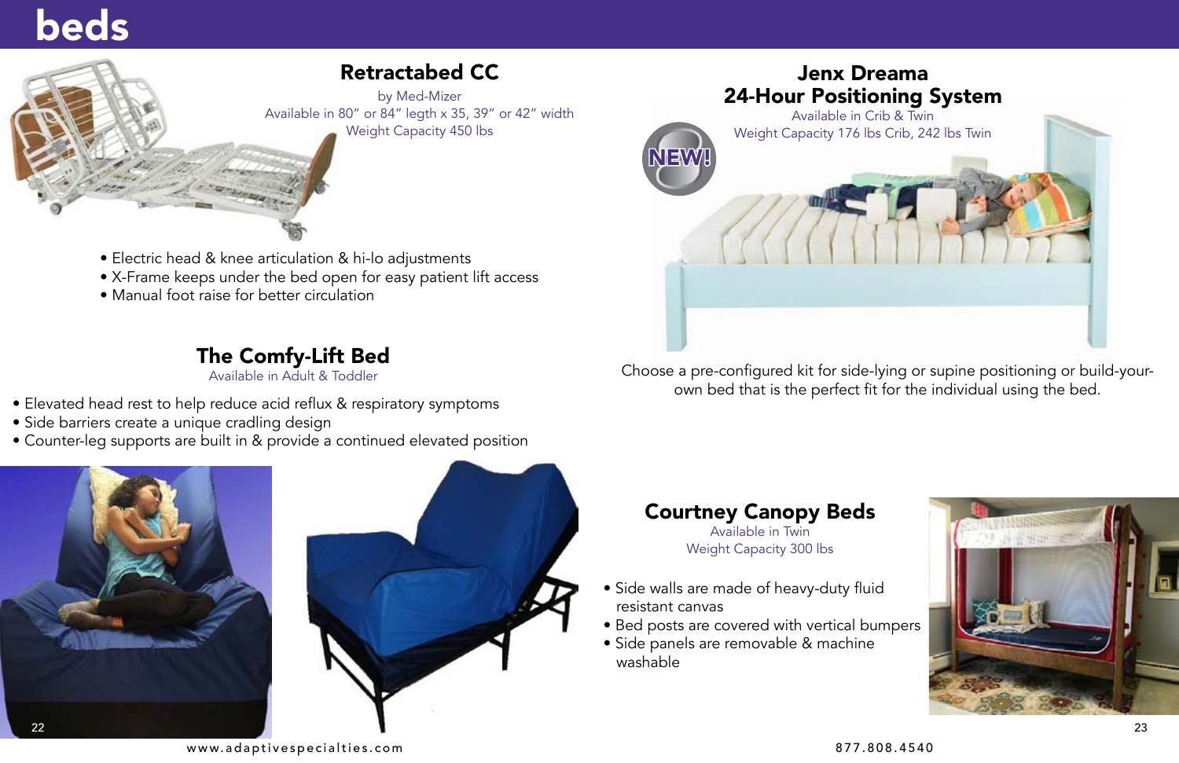# beds

## Retractabed CC

by Med-Mizer

Available in 80" or 84" legth x 35, 39" or 42" width

Weight Capacity 450 lbs

- Electric head & knee articulation & hi-lo adjustments
- X-Frame keeps under the bed open for easy patient lift access
- Manual foot raise for better circulation

## The Comfy-Lift Bed

Available in Adult & Toddler

- Elevated head rest to help reduce acid reflux & respiratory symptoms
- Side barriers create a unique cradling design
- Counter-leg supports are built in & provide a continued elevated position

## Jenx Dreama 24-Hour Positioning System

NEW!

Available in Crib & Twin

Weight Capacity 176 lbs Crib, 242 lbs Twin

Choose a pre-configured kit for side-lying or supine positioning or build-your-own bed that is the perfect fit for the individual using the bed.

## Courtney Canopy Beds

Available in Twin

Weight Capacity 300 lbs

- Side walls are made of heavy-duty fluid resistant canvas
- Bed posts are covered with vertical bumpers
- Side panels are removable & machine washable

www.adaptivespecialties.com

877.808.4540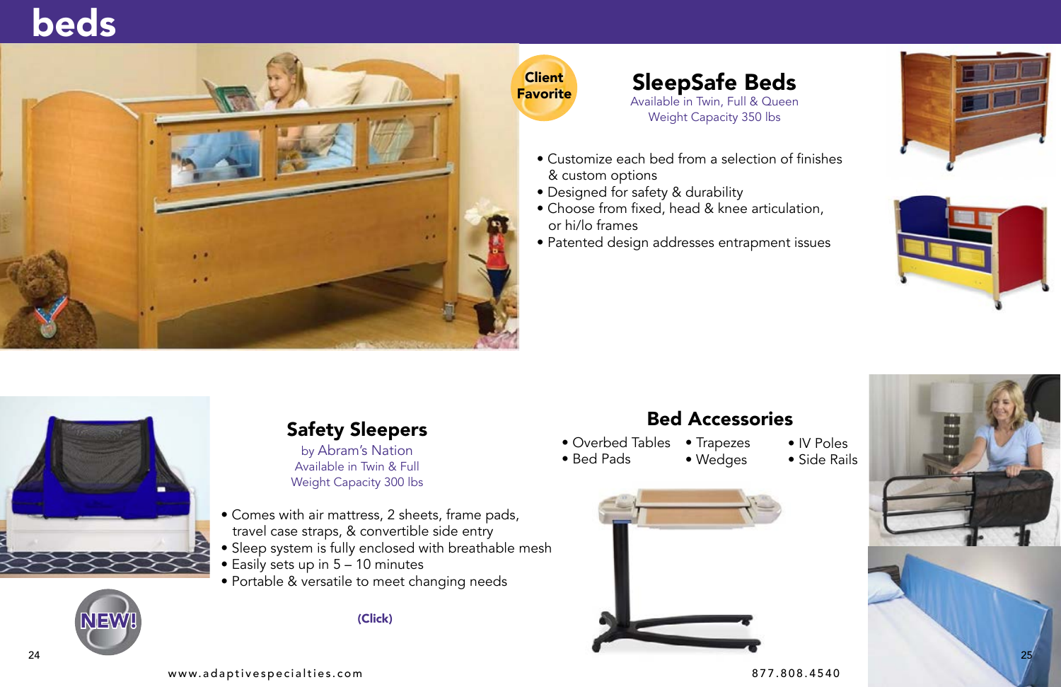# beds

Client Favorite

## SleepSafe Beds

Available in Twin, Full & Queen
Weight Capacity 350 lbs

- Customize each bed from a selection of finishes & custom options
- Designed for safety & durability
- Choose from fixed, head & knee articulation, or hi/lo frames
- Patented design addresses entrapment issues

NEW!

## Safety Sleepers

by Abram's Nation
Available in Twin & Full
Weight Capacity 300 lbs

- Comes with air mattress, 2 sheets, frame pads, travel case straps, & convertible side entry
- Sleep system is fully enclosed with breathable mesh
- Easily sets up in 5 – 10 minutes
- Portable & versatile to meet changing needs

(Click)

## Bed Accessories

- Overbed Tables
- Bed Pads
- Trapezes
- Wedges
- IV Poles
- Side Rails

www.adaptivespecialties.com

877.808.4540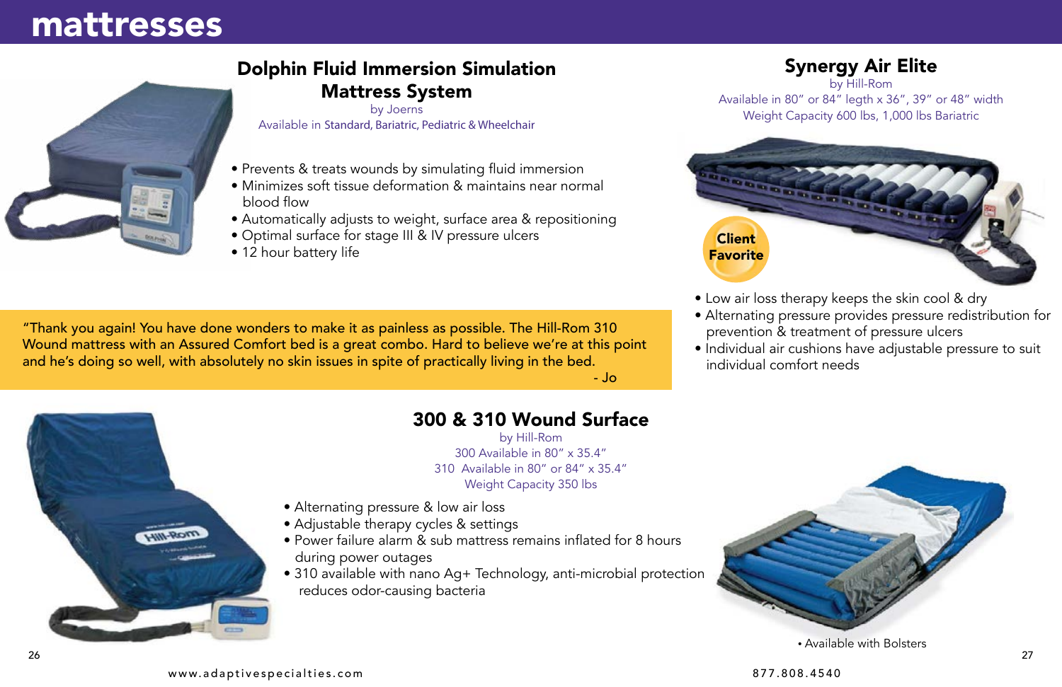# mattresses

## Dolphin Fluid Immersion Simulation Mattress System

by Joerns

Available in Standard, Bariatric, Pediatric & Wheelchair

- Prevents & treats wounds by simulating fluid immersion
- Minimizes soft tissue deformation & maintains near normal blood flow
- Automatically adjusts to weight, surface area & repositioning
- Optimal surface for stage III & IV pressure ulcers
- 12 hour battery life

## Synergy Air Elite

by Hill-Rom

Available in 80" or 84" legth x 36", 39" or 48" width

Weight Capacity 600 lbs, 1,000 lbs Bariatric

Client Favorite

- Low air loss therapy keeps the skin cool & dry
- Alternating pressure provides pressure redistribution for prevention & treatment of pressure ulcers
- Individual air cushions have adjustable pressure to suit individual comfort needs

"Thank you again! You have done wonders to make it as painless as possible. The Hill-Rom 310 Wound mattress with an Assured Comfort bed is a great combo. Hard to believe we're at this point and he's doing so well, with absolutely no skin issues in spite of practically living in the bed.
- Jo

## 300 & 310 Wound Surface

by Hill-Rom

300 Available in 80" x 35.4"

310 Available in 80" or 84" x 35.4"

Weight Capacity 350 lbs

- Alternating pressure & low air loss
- Adjustable therapy cycles & settings
- Power failure alarm & sub mattress remains inflated for 8 hours during power outages
- 310 available with nano Ag+ Technology, anti-microbial protection reduces odor-causing bacteria

- Available with Bolsters

www.adaptivespecialties.com

877.808.4540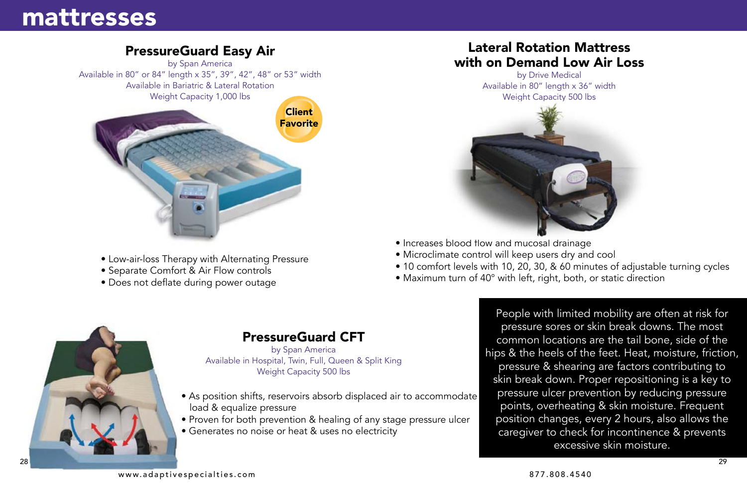# mattresses

## PressureGuard Easy Air

by Span America
Available in 80" or 84" length x 35", 39", 42", 48" or 53" width
Available in Bariatric & Lateral Rotation
Weight Capacity 1,000 lbs

**Client Favorite**

- Low-air-loss Therapy with Alternating Pressure
- Separate Comfort & Air Flow controls
- Does not deflate during power outage

## Lateral Rotation Mattress with on Demand Low Air Loss

by Drive Medical
Available in 80" length x 36" width
Weight Capacity 500 lbs

- Increases blood flow and mucosal drainage
- Microclimate control will keep users dry and cool
- 10 comfort levels with 10, 20, 30, & 60 minutes of adjustable turning cycles
- Maximum turn of 40° with left, right, both, or static direction

## PressureGuard CFT

by Span America
Available in Hospital, Twin, Full, Queen & Split King
Weight Capacity 500 lbs

- As position shifts, reservoirs absorb displaced air to accommodate load & equalize pressure
- Proven for both prevention & healing of any stage pressure ulcer
- Generates no noise or heat & uses no electricity

People with limited mobility are often at risk for pressure sores or skin break downs. The most common locations are the tail bone, side of the hips & the heels of the feet. Heat, moisture, friction, pressure & shearing are factors contributing to skin break down. Proper repositioning is a key to pressure ulcer prevention by reducing pressure points, overheating & skin moisture. Frequent position changes, every 2 hours, also allows the caregiver to check for incontinence & prevents excessive skin moisture.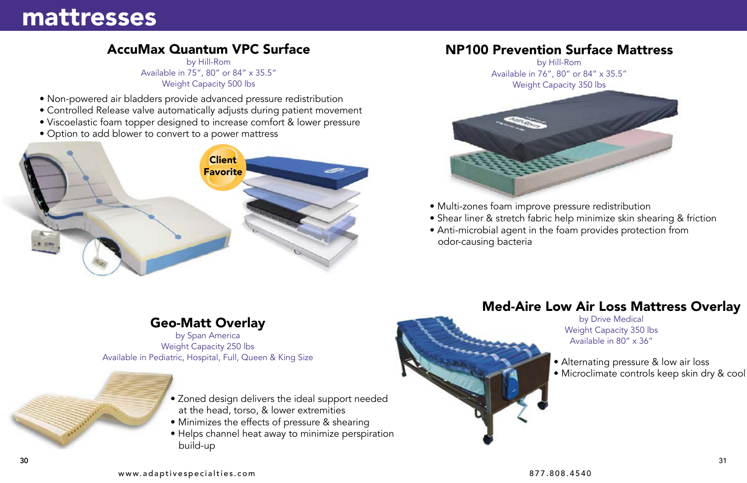# mattresses

## AccuMax Quantum VPC Surface

by Hill-Rom
Available in 75", 80" or 84" x 35.5"
Weight Capacity 500 lbs

- Non-powered air bladders provide advanced pressure redistribution
- Controlled Release valve automatically adjusts during patient movement
- Viscoelastic foam topper designed to increase comfort & lower pressure
- Option to add blower to convert to a power mattress

Client Favorite

## NP100 Prevention Surface Mattress

by Hill-Rom
Available in 76", 80" or 84" x 35.5"
Weight Capacity 350 lbs

- Multi-zones foam improve pressure redistribution
- Shear liner & stretch fabric help minimize skin shearing & friction
- Anti-microbial agent in the foam provides protection from odor-causing bacteria

## Geo-Matt Overlay

by Span America
Weight Capacity 250 lbs
Available in Pediatric, Hospital, Full, Queen & King Size

- Zoned design delivers the ideal support needed at the head, torso, & lower extremities
- Minimizes the effects of pressure & shearing
- Helps channel heat away to minimize perspiration build-up

## Med-Aire Low Air Loss Mattress Overlay

by Drive Medical
Weight Capacity 350 lbs
Available in 80" x 36"

- Alternating pressure & low air loss
- Microclimate controls keep skin dry & cool

www.adaptivespecialties.com

877.808.4540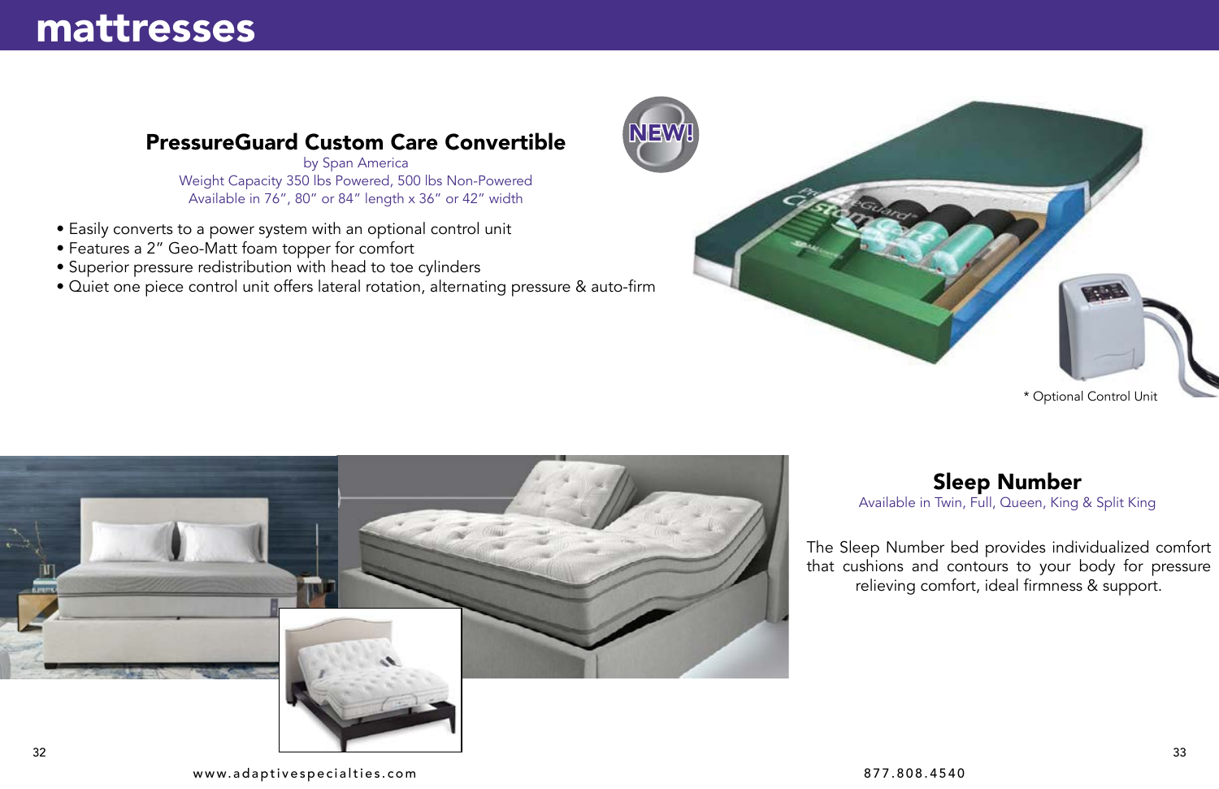# mattresses

## PressureGuard Custom Care Convertible

NEW!

by Span America
Weight Capacity 350 lbs Powered, 500 lbs Non-Powered
Available in 76", 80" or 84" length x 36" or 42" width

- Easily converts to a power system with an optional control unit
- Features a 2" Geo-Matt foam topper for comfort
- Superior pressure redistribution with head to toe cylinders
- Quiet one piece control unit offers lateral rotation, alternating pressure & auto-firm

\* Optional Control Unit

## Sleep Number

Available in Twin, Full, Queen, King & Split King

The Sleep Number bed provides individualized comfort that cushions and contours to your body for pressure relieving comfort, ideal firmness & support.

www.adaptivespecialties.com

877.808.4540